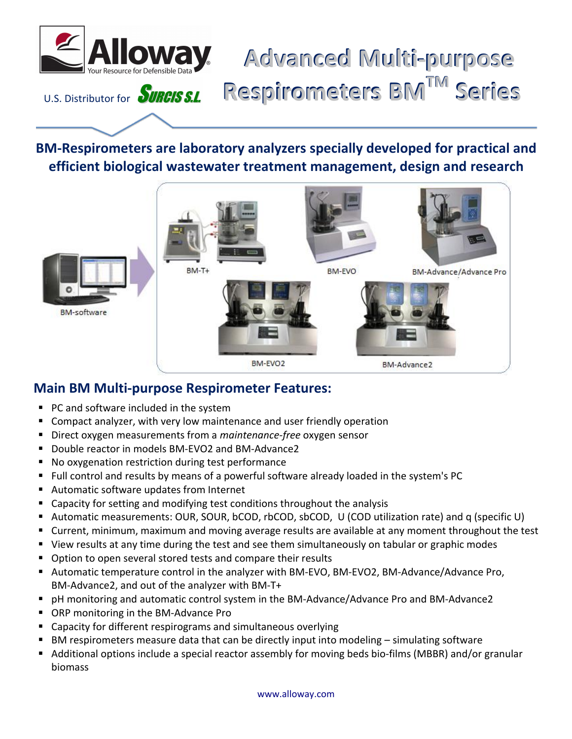Alloway

Your Resource for Defensible Data

U.S. Distributor for SURCIS S.L.

# Advanced Multi-purpose Respirometers BM$^{TM}$ Series

**BM-Respirometers are laboratory analyzers specially developed for practical and efficient biological wastewater treatment management, design and research**

BM-software

BM-T+

BM-EVO

BM-Advance/Advance Pro

BM-EVO2

BM-Advance2

## Main BM Multi-purpose Respirometer Features:

- PC and software included in the system
- Compact analyzer, with very low maintenance and user friendly operation
- Direct oxygen measurements from a *maintenance-free* oxygen sensor
- Double reactor in models BM-EVO2 and BM-Advance2
- No oxygenation restriction during test performance
- Full control and results by means of a powerful software already loaded in the system's PC
- Automatic software updates from Internet
- Capacity for setting and modifying test conditions throughout the analysis
- Automatic measurements: OUR, SOUR, bCOD, rbCOD, sbCOD, U (COD utilization rate) and q (specific U)
- Current, minimum, maximum and moving average results are available at any moment throughout the test
- View results at any time during the test and see them simultaneously on tabular or graphic modes
- Option to open several stored tests and compare their results
- Automatic temperature control in the analyzer with BM-EVO, BM-EVO2, BM-Advance/Advance Pro, BM-Advance2, and out of the analyzer with BM-T+
- pH monitoring and automatic control system in the BM-Advance/Advance Pro and BM-Advance2
- ORP monitoring in the BM-Advance Pro
- Capacity for different respirograms and simultaneous overlying
- BM respirometers measure data that can be directly input into modeling – simulating software
- Additional options include a special reactor assembly for moving beds bio-films (MBBR) and/or granular biomass

www.alloway.com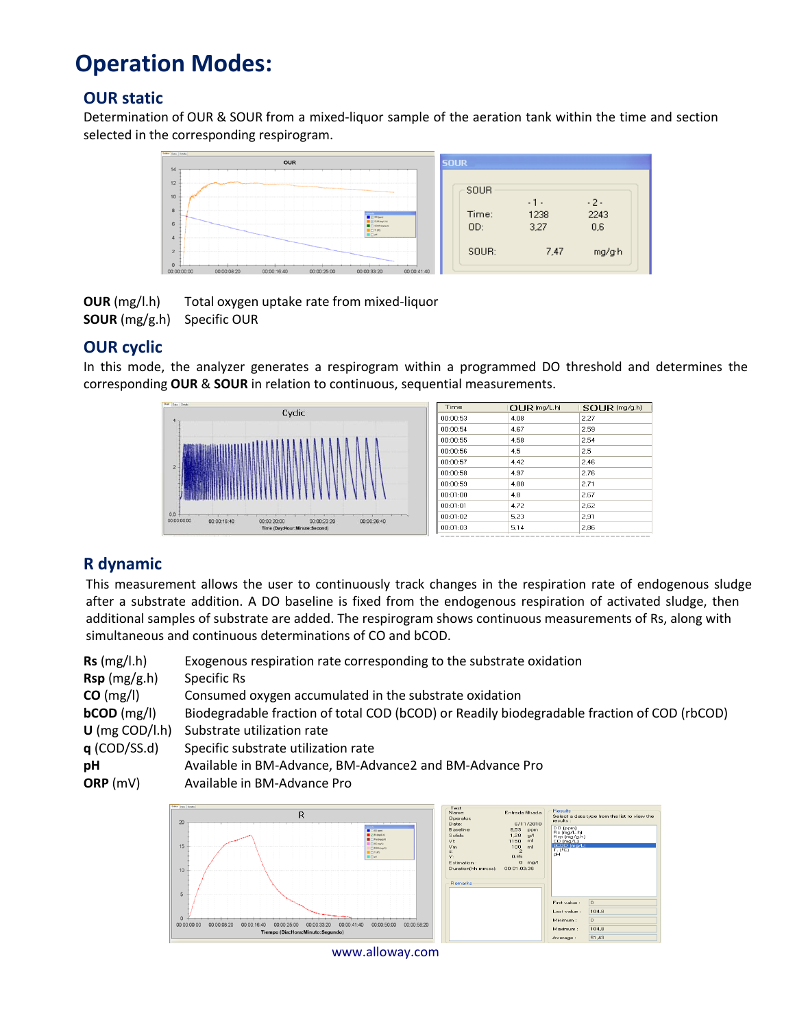# Operation Modes:

## OUR static

Determination of OUR & SOUR from a mixed-liquor sample of the aeration tank within the time and section selected in the corresponding respirogram.

| SOUR | -1- | -2- |
|---|---|---|
| Time: | 1238 | 2243 |
| OD: | 3,27 | 0,6 |
| SOUR: | 7,47 | mg/g·h |

**OUR** (mg/l.h) Total oxygen uptake rate from mixed-liquor
**SOUR** (mg/g.h) Specific OUR

## OUR cyclic

In this mode, the analyzer generates a respirogram within a programmed DO threshold and determines the corresponding **OUR** & **SOUR** in relation to continuous, sequential measurements.

| Time | OUR (mg/L.h) | SOUR (mg/g.h) |
|---|---|---|
| 00:00:53 | 4,08 | 2,27 |
| 00:00:54 | 4,67 | 2,59 |
| 00:00:55 | 4,58 | 2,54 |
| 00:00:56 | 4,5 | 2,5 |
| 00:00:57 | 4,42 | 2,46 |
| 00:00:58 | 4,97 | 2,76 |
| 00:00:59 | 4,88 | 2,71 |
| 00:01:00 | 4,8 | 2,67 |
| 00:01:01 | 4,72 | 2,62 |
| 00:01:02 | 5,23 | 2,91 |
| 00:01:03 | 5,14 | 2,86 |

## R dynamic

This measurement allows the user to continuously track changes in the respiration rate of endogenous sludge after a substrate addition. A DO baseline is fixed from the endogenous respiration of activated sludge, then additional samples of substrate are added. The respirogram shows continuous measurements of Rs, along with simultaneous and continuous determinations of CO and bCOD.

**Rs** (mg/l.h) Exogenous respiration rate corresponding to the substrate oxidation
**Rsp** (mg/g.h) Specific Rs
**CO** (mg/l) Consumed oxygen accumulated in the substrate oxidation
**bCOD** (mg/l) Biodegradable fraction of total COD (bCOD) or Readily biodegradable fraction of COD (rbCOD)
**U** (mg COD/l.h) Substrate utilization rate
**q** (COD/SS.d) Specific substrate utilization rate
**pH** Available in BM-Advance, BM-Advance2 and BM-Advance Pro
**ORP** (mV) Available in BM-Advance Pro

www.alloway.com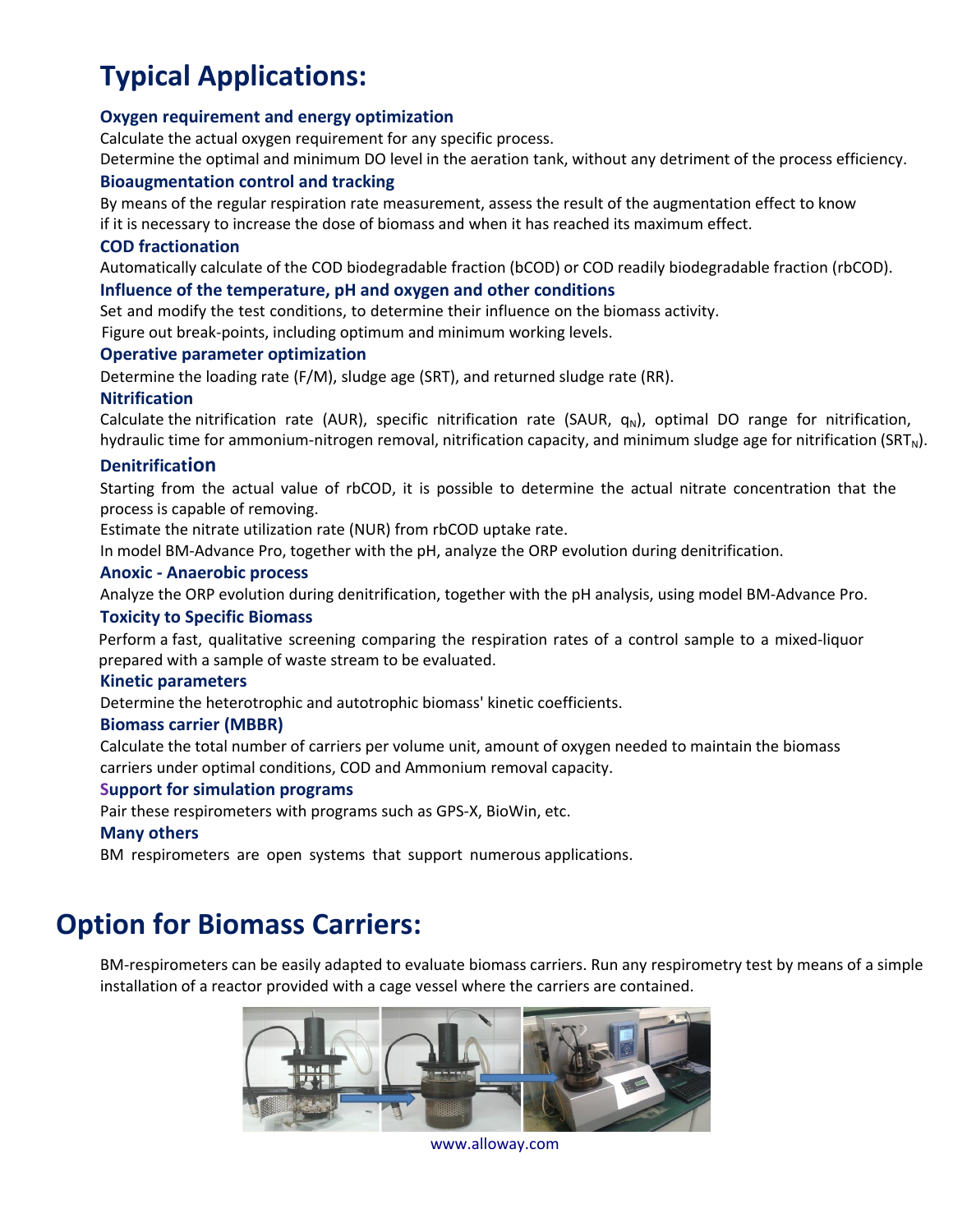# Typical Applications:

### Oxygen requirement and energy optimization

Calculate the actual oxygen requirement for any specific process.

Determine the optimal and minimum DO level in the aeration tank, without any detriment of the process efficiency.

### Bioaugmentation control and tracking

By means of the regular respiration rate measurement, assess the result of the augmentation effect to know if it is necessary to increase the dose of biomass and when it has reached its maximum effect.

### COD fractionation

Automatically calculate of the COD biodegradable fraction (bCOD) or COD readily biodegradable fraction (rbCOD).

### Influence of the temperature, pH and oxygen and other conditions

Set and modify the test conditions, to determine their influence on the biomass activity.

Figure out break-points, including optimum and minimum working levels.

### Operative parameter optimization

Determine the loading rate (F/M), sludge age (SRT), and returned sludge rate (RR).

### Nitrification

Calculate the nitrification rate (AUR), specific nitrification rate (SAUR, $q_N$), optimal DO range for nitrification, hydraulic time for ammonium-nitrogen removal, nitrification capacity, and minimum sludge age for nitrification ($SRT_N$).

### Denitrification

Starting from the actual value of rbCOD, it is possible to determine the actual nitrate concentration that the process is capable of removing.

Estimate the nitrate utilization rate (NUR) from rbCOD uptake rate.

In model BM-Advance Pro, together with the pH, analyze the ORP evolution during denitrification.

### Anoxic - Anaerobic process

Analyze the ORP evolution during denitrification, together with the pH analysis, using model BM-Advance Pro.

### Toxicity to Specific Biomass

Perform a fast, qualitative screening comparing the respiration rates of a control sample to a mixed-liquor prepared with a sample of waste stream to be evaluated.

### Kinetic parameters

Determine the heterotrophic and autotrophic biomass' kinetic coefficients.

### Biomass carrier (MBBR)

Calculate the total number of carriers per volume unit, amount of oxygen needed to maintain the biomass carriers under optimal conditions, COD and Ammonium removal capacity.

### Support for simulation programs

Pair these respirometers with programs such as GPS-X, BioWin, etc.

### Many others

BM respirometers are open systems that support numerous applications.

# Option for Biomass Carriers:

BM-respirometers can be easily adapted to evaluate biomass carriers. Run any respirometry test by means of a simple installation of a reactor provided with a cage vessel where the carriers are contained.

www.alloway.com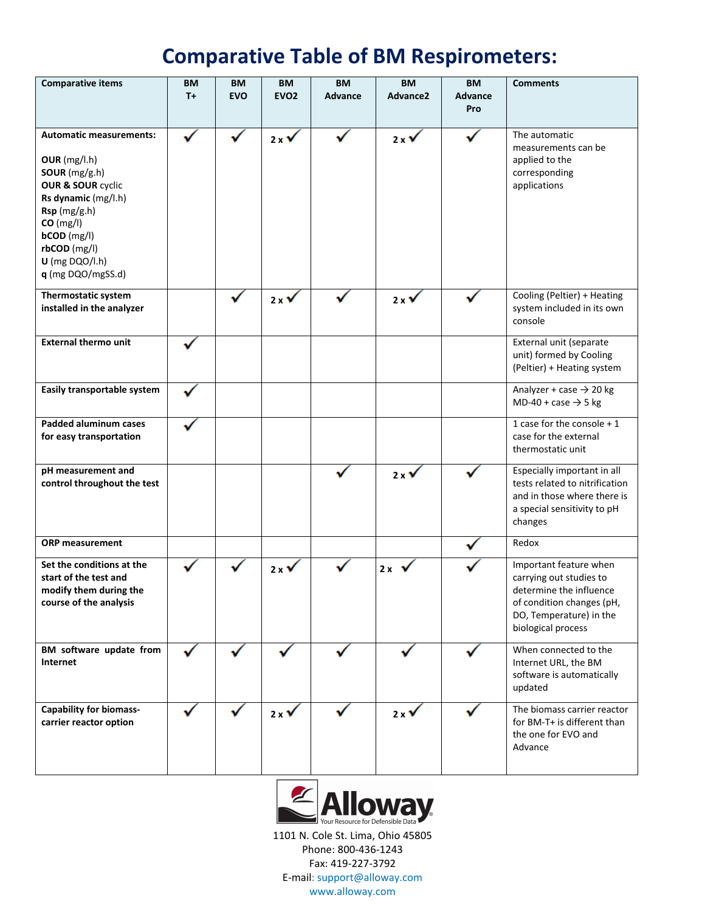# Comparative Table of BM Respirometers:

| Comparative items | BM T+ | BM EVO | BM EVO2 | BM Advance | BM Advance2 | BM Advance Pro | Comments |
|---|---|---|---|---|---|---|---|
| **Automatic measurements:**<br><br>**OUR** (mg/l.h)<br>**SOUR** (mg/g.h)<br>**OUR & SOUR** cyclic<br>**Rs dynamic** (mg/l.h)<br>**Rsp** (mg/g.h)<br>**CO** (mg/l)<br>**bCOD** (mg/l)<br>**rbCOD** (mg/l)<br>**U** (mg DQO/l.h)<br>**q** (mg DQO/mgSS.d) | ✓ | ✓ | 2 x ✓ | ✓ | 2 x ✓ | ✓ | The automatic measurements can be applied to the corresponding applications |
| **Thermostatic system installed in the analyzer** | | ✓ | 2 x ✓ | ✓ | 2 x ✓ | ✓ | Cooling (Peltier) + Heating system included in its own console |
| **External thermo unit** | ✓ | | | | | | External unit (separate unit) formed by Cooling (Peltier) + Heating system |
| **Easily transportable system** | ✓ | | | | | | Analyzer + case → 20 kg<br>MD-40 + case → 5 kg |
| **Padded aluminum cases for easy transportation** | ✓ | | | | | | 1 case for the console + 1 case for the external thermostatic unit |
| **pH measurement and control throughout the test** | | | | ✓ | 2 x ✓ | ✓ | Especially important in all tests related to nitrification and in those where there is a special sensitivity to pH changes |
| **ORP measurement** | | | | | | ✓ | Redox |
| **Set the conditions at the start of the test and modify them during the course of the analysis** | ✓ | ✓ | 2 x ✓ | ✓ | 2 x ✓ | ✓ | Important feature when carrying out studies to determine the influence of condition changes (pH, DO, Temperature) in the biological process |
| **BM software update from Internet** | ✓ | ✓ | ✓ | ✓ | ✓ | ✓ | When connected to the Internet URL, the BM software is automatically updated |
| **Capability for biomass-carrier reactor option** | ✓ | ✓ | 2 x ✓ | ✓ | 2 x ✓ | ✓ | The biomass carrier reactor for BM-T+ is different than the one for EVO and Advance |

Alloway
Your Resource for Defensible Data

1101 N. Cole St. Lima, Ohio 45805
Phone: 800-436-1243
Fax: 419-227-3792
E-mail: support@alloway.com
www.alloway.com